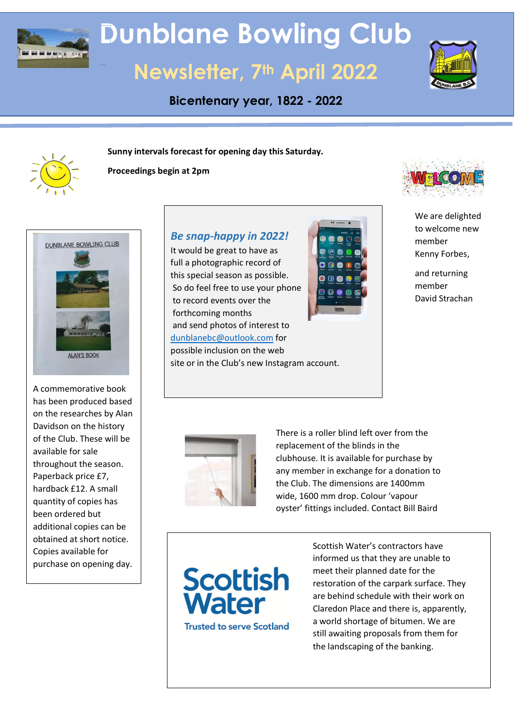# Dunblane Bowling Club

## Newsletter, 7th April 2022

**Bicentenary year, 1822 - 2022**

**Sunny intervals forecast for opening day this Saturday.**

**Proceedings begin at 2pm**

We are delighted to welcome new member Kenny Forbes,

and returning member David Strachan

### *Be snap-happy in 2022!*

It would be great to have as full a photographic record of this special season as possible. So do feel free to use your phone to record events over the forthcoming months and send photos of interest to dunblanebc@outlook.com for possible inclusion on the web site or in the Club's new Instagram account.

DUNBLANE BOWLING CLUB

ALAN'S BOOK

A commemorative book has been produced based on the researches by Alan Davidson on the history of the Club. These will be available for sale throughout the season. Paperback price £7, hardback £12. A small quantity of copies has been ordered but additional copies can be obtained at short notice. Copies available for purchase on opening day.

There is a roller blind left over from the replacement of the blinds in the clubhouse. It is available for purchase by any member in exchange for a donation to the Club. The dimensions are 1400mm wide, 1600 mm drop. Colour 'vapour oyster' fittings included. Contact Bill Baird

Scottish Water

Trusted to serve Scotland

Scottish Water's contractors have informed us that they are unable to meet their planned date for the restoration of the carpark surface. They are behind schedule with their work on Claredon Place and there is, apparently, a world shortage of bitumen. We are still awaiting proposals from them for the landscaping of the banking.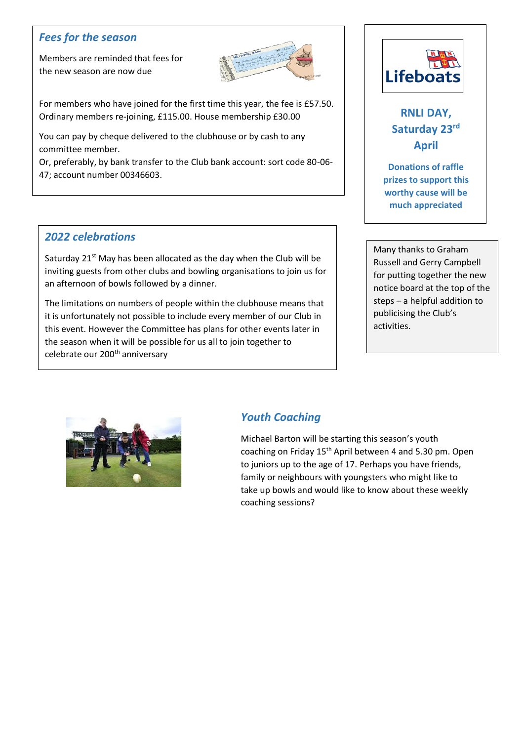## *Fees for the season*

Members are reminded that fees for the new season are now due

For members who have joined for the first time this year, the fee is £57.50. Ordinary members re-joining, £115.00. House membership £30.00

You can pay by cheque delivered to the clubhouse or by cash to any committee member.
Or, preferably, by bank transfer to the Club bank account: sort code 80-06-47; account number 00346603.

Lifeboats

**RNLI DAY, Saturday 23rd April**

**Donations of raffle prizes to support this worthy cause will be much appreciated**

## *2022 celebrations*

Saturday 21st May has been allocated as the day when the Club will be inviting guests from other clubs and bowling organisations to join us for an afternoon of bowls followed by a dinner.

The limitations on numbers of people within the clubhouse means that it is unfortunately not possible to include every member of our Club in this event. However the Committee has plans for other events later in the season when it will be possible for us all to join together to celebrate our 200th anniversary

Many thanks to Graham Russell and Gerry Campbell for putting together the new notice board at the top of the steps – a helpful addition to publicising the Club's activities.

## *Youth Coaching*

Michael Barton will be starting this season's youth coaching on Friday 15th April between 4 and 5.30 pm. Open to juniors up to the age of 17. Perhaps you have friends, family or neighbours with youngsters who might like to take up bowls and would like to know about these weekly coaching sessions?